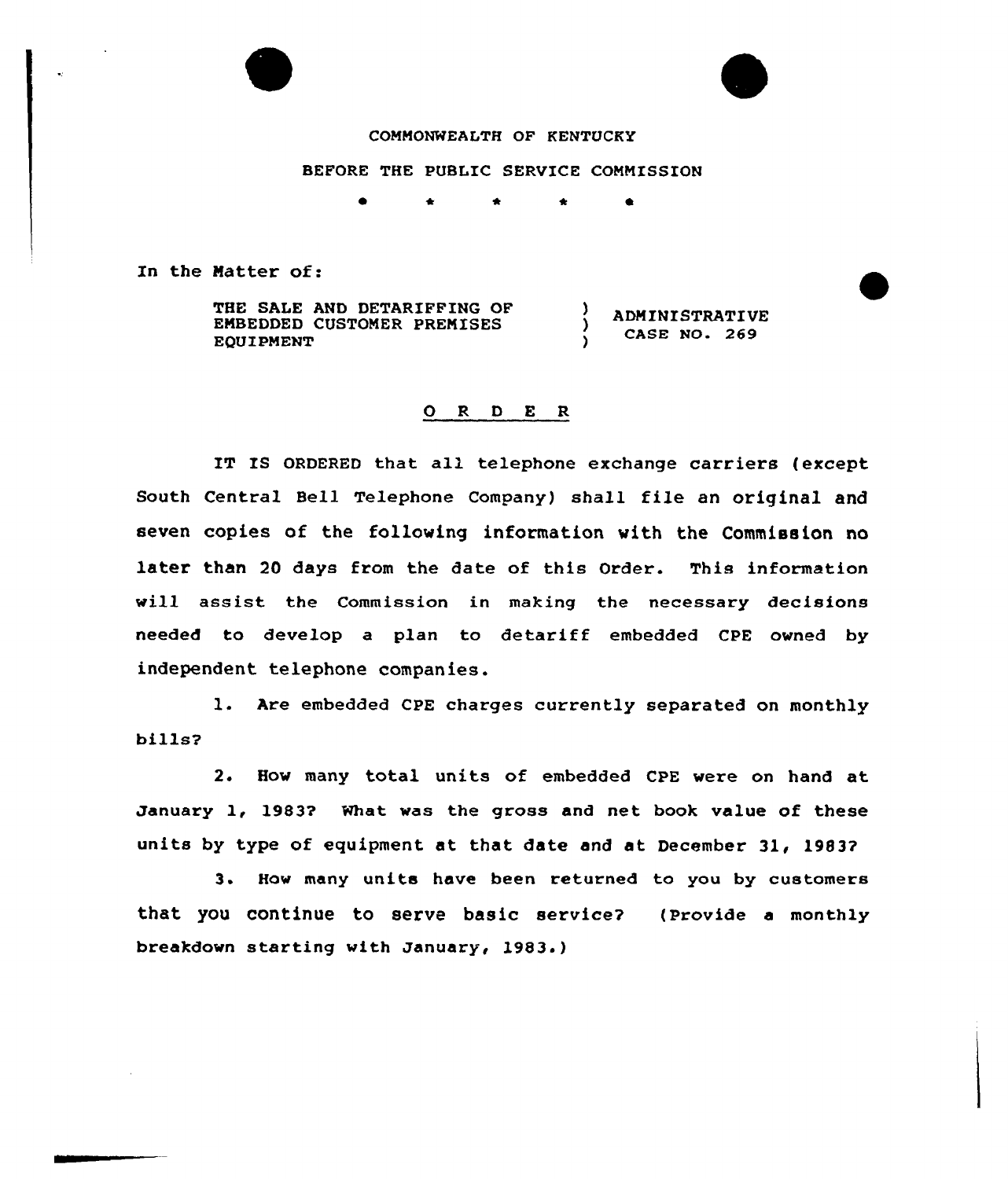COMMONWEALTH OF KENTUCKY

BEFORE THE PUBLIC SERVICE COMMISSION

\* \* \* \* \*

In the Matter of:

| | | |
|---|---|---|
| THE SALE AND DETARIFFING OF EMBEDDED CUSTOMER PREMISES EQUIPMENT | ) ) ) | ADMINISTRATIVE CASE NO. 269 |

## O R D E R

IT IS ORDERED that all telephone exchange carriers (except South Central Bell Telephone Company) shall file an original and seven copies of the following information with the Commission no later than 20 days from the date of this Order. This information will assist the Commission in making the necessary decisions needed to develop a plan to detariff embedded CPE owned by independent telephone companies.

1. Are embedded CPE charges currently separated on monthly bills?

2. How many total units of embedded CPE were on hand at January 1, 1983? What was the gross and net book value of these units by type of equipment at that date and at December 31, 1983?

3. How many units have been returned to you by customers that you continue to serve basic service? (Provide a monthly breakdown starting with January, 1983.)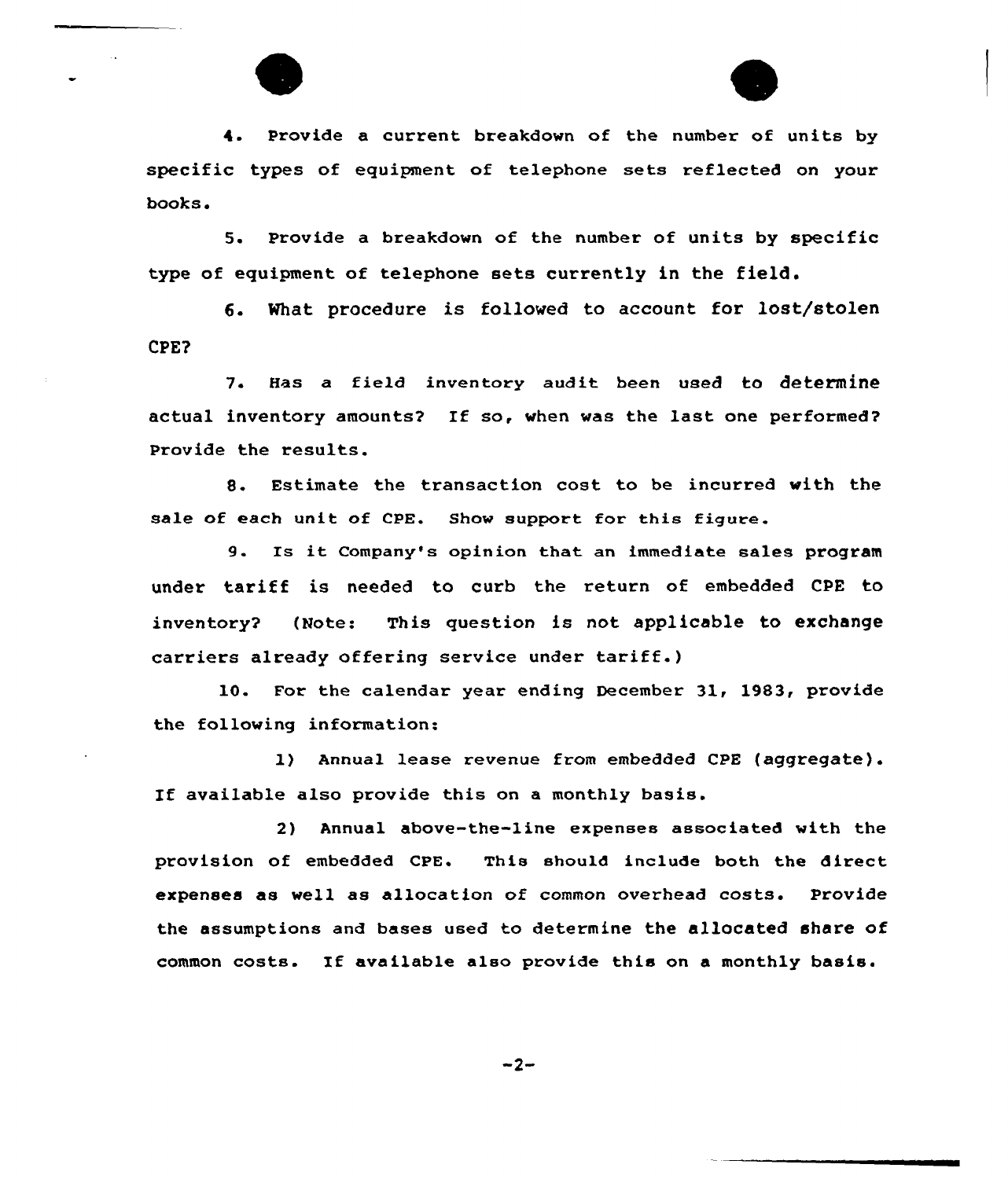4. Provide a current breakdown of the number of units by specific types of equipment of telephone sets reflected on your books.

5. Provide a breakdown of the number of units by specific type of equipment of telephone sets currently in the field.

6. What procedure is followed to account for lost/stolen CPE?

7. Has a field inventory audit been used to determine actual inventory amounts? If so, when was the last one performed? Provide the results.

8. Estimate the transaction cost to be incurred with the sale of each unit of CPE. Show support for this figure.

9. Is it Company's opinion that an immediate sales program under tariff is needed to curb the return of embedded CPE to inventory? (Note: This question is not applicable to exchange carriers already offering service under tariff.)

10. For the calendar year ending December 31, 1983, provide the following information:

1) Annual lease revenue from embedded CPE (aggregate). If available also provide this on a monthly basis.

2) Annual above-the-line expenses associated with the provision of embedded CPE. This should include both the direct expenses as well as allocation of common overhead costs. Provide the assumptions and bases used to determine the allocated share of common costs. If available also provide this on a monthly basis.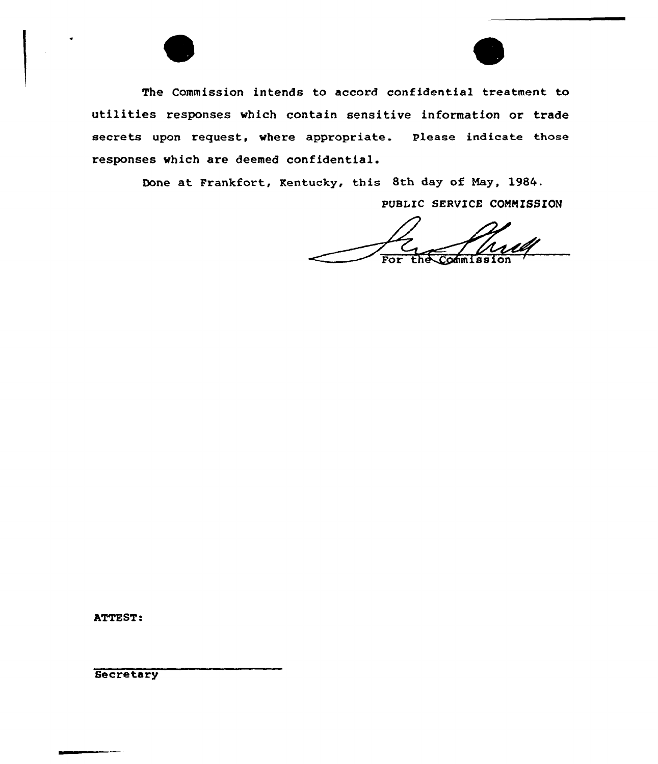The Commission intends to accord confidential treatment to utilities responses which contain sensitive information or trade secrets upon request, where appropriate. Please indicate those responses which are deemed confidential.

Done at Frankfort, Kentucky, this 8th day of May, 1984.

PUBLIC SERVICE COMMISSION

For the Commission

ATTEST:

Secretary